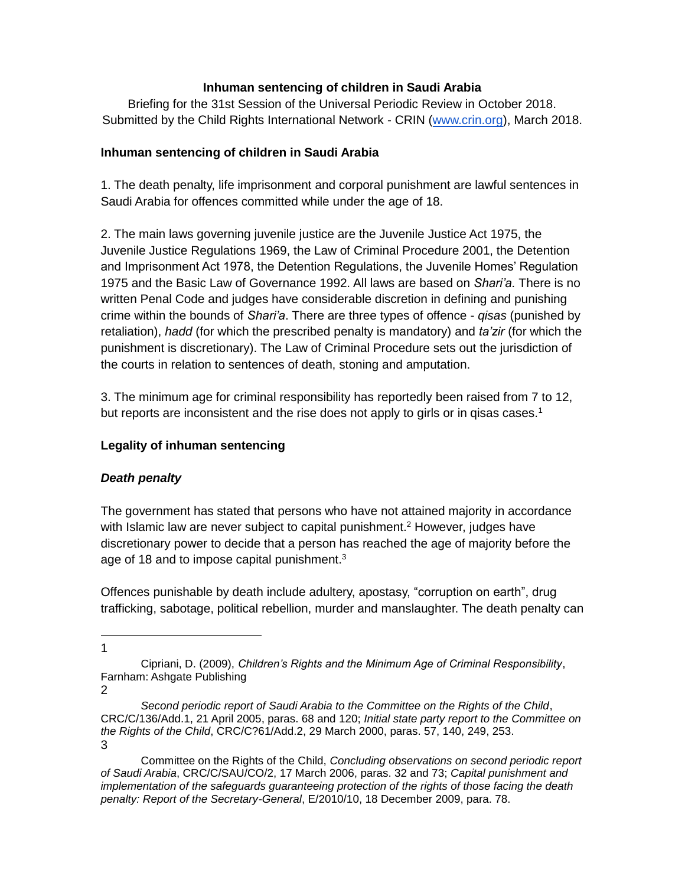**Inhuman sentencing of children in Saudi Arabia**

Briefing for the 31st Session of the Universal Periodic Review in October 2018.
Submitted by the Child Rights International Network - CRIN (www.crin.org), March 2018.

## Inhuman sentencing of children in Saudi Arabia

1. The death penalty, life imprisonment and corporal punishment are lawful sentences in Saudi Arabia for offences committed while under the age of 18.

2. The main laws governing juvenile justice are the Juvenile Justice Act 1975, the Juvenile Justice Regulations 1969, the Law of Criminal Procedure 2001, the Detention and Imprisonment Act 1978, the Detention Regulations, the Juvenile Homes' Regulation 1975 and the Basic Law of Governance 1992. All laws are based on *Shari'a.* There is no written Penal Code and judges have considerable discretion in defining and punishing crime within the bounds of *Shari'a*. There are three types of offence - *qisas* (punished by retaliation), *hadd* (for which the prescribed penalty is mandatory) and *ta'zir* (for which the punishment is discretionary). The Law of Criminal Procedure sets out the jurisdiction of the courts in relation to sentences of death, stoning and amputation.

3. The minimum age for criminal responsibility has reportedly been raised from 7 to 12, but reports are inconsistent and the rise does not apply to girls or in qisas cases.[1]

## Legality of inhuman sentencing

### *Death penalty*

The government has stated that persons who have not attained majority in accordance with Islamic law are never subject to capital punishment.[2] However, judges have discretionary power to decide that a person has reached the age of majority before the age of 18 and to impose capital punishment.[3]

Offences punishable by death include adultery, apostasy, "corruption on earth", drug trafficking, sabotage, political rebellion, murder and manslaughter. The death penalty can

---

1 Cipriani, D. (2009), *Children's Rights and the Minimum Age of Criminal Responsibility*, Farnham: Ashgate Publishing

2 *Second periodic report of Saudi Arabia to the Committee on the Rights of the Child*, CRC/C/136/Add.1, 21 April 2005, paras. 68 and 120; *Initial state party report to the Committee on the Rights of the Child*, CRC/C?61/Add.2, 29 March 2000, paras. 57, 140, 249, 253.

3 Committee on the Rights of the Child, *Concluding observations on second periodic report of Saudi Arabia*, CRC/C/SAU/CO/2, 17 March 2006, paras. 32 and 73; *Capital punishment and implementation of the safeguards guaranteeing protection of the rights of those facing the death penalty: Report of the Secretary-General*, E/2010/10, 18 December 2009, para. 78.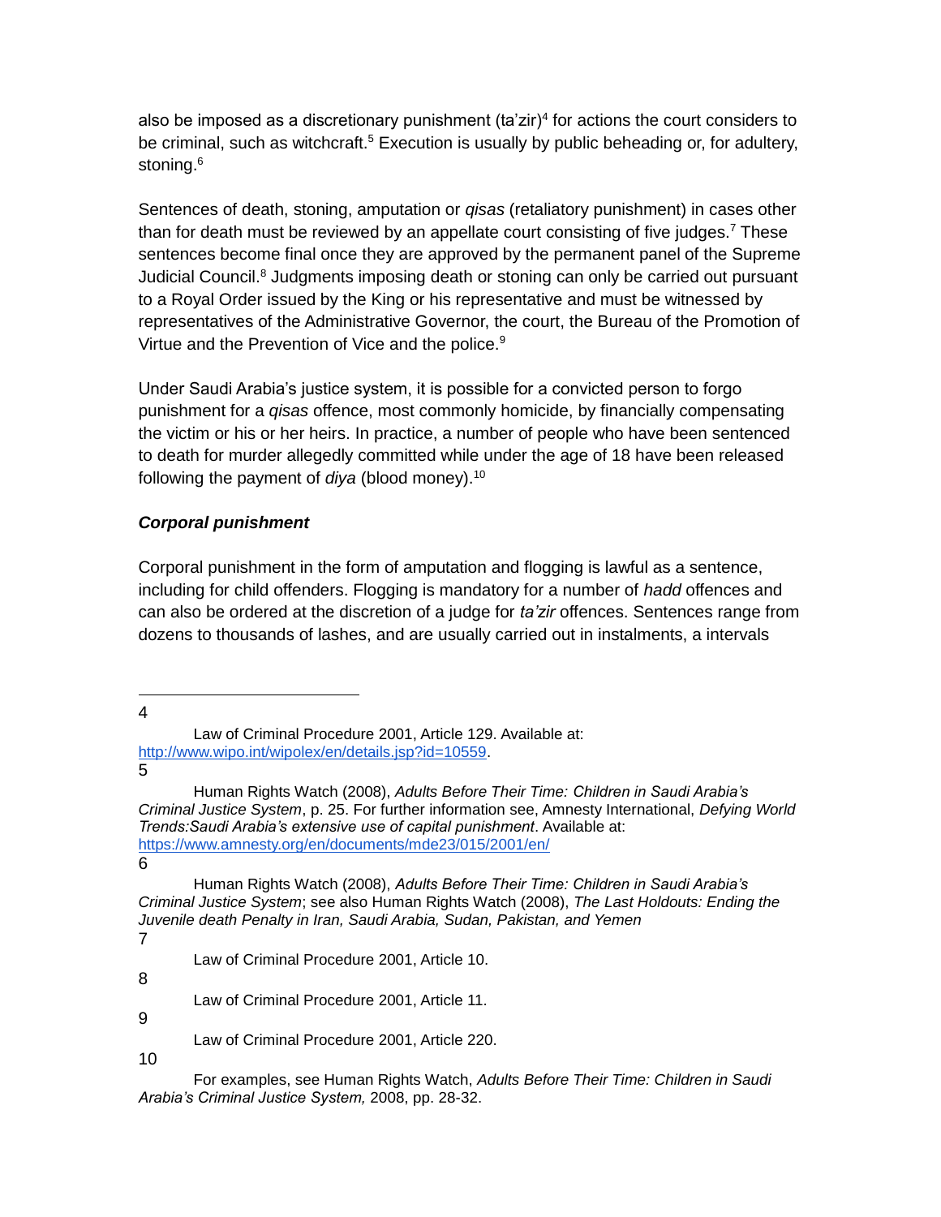also be imposed as a discretionary punishment (ta'zir)[4] for actions the court considers to be criminal, such as witchcraft.[5] Execution is usually by public beheading or, for adultery, stoning.[6]

Sentences of death, stoning, amputation or *qisas* (retaliatory punishment) in cases other than for death must be reviewed by an appellate court consisting of five judges.[7] These sentences become final once they are approved by the permanent panel of the Supreme Judicial Council.[8] Judgments imposing death or stoning can only be carried out pursuant to a Royal Order issued by the King or his representative and must be witnessed by representatives of the Administrative Governor, the court, the Bureau of the Promotion of Virtue and the Prevention of Vice and the police.[9]

Under Saudi Arabia's justice system, it is possible for a convicted person to forgo punishment for a *qisas* offence, most commonly homicide, by financially compensating the victim or his or her heirs. In practice, a number of people who have been sentenced to death for murder allegedly committed while under the age of 18 have been released following the payment of *diya* (blood money).[10]

### *Corporal punishment*

Corporal punishment in the form of amputation and flogging is lawful as a sentence, including for child offenders. Flogging is mandatory for a number of *hadd* offences and can also be ordered at the discretion of a judge for *ta'zir* offences. Sentences range from dozens to thousands of lashes, and are usually carried out in instalments, a intervals

---

4 Law of Criminal Procedure 2001, Article 129. Available at: http://www.wipo.int/wipolex/en/details.jsp?id=10559.

5 Human Rights Watch (2008), *Adults Before Their Time: Children in Saudi Arabia's Criminal Justice System*, p. 25. For further information see, Amnesty International, *Defying World Trends:Saudi Arabia's extensive use of capital punishment*. Available at: https://www.amnesty.org/en/documents/mde23/015/2001/en/

6 Human Rights Watch (2008), *Adults Before Their Time: Children in Saudi Arabia's Criminal Justice System*; see also Human Rights Watch (2008), *The Last Holdouts: Ending the Juvenile death Penalty in Iran, Saudi Arabia, Sudan, Pakistan, and Yemen*

7 Law of Criminal Procedure 2001, Article 10.

8 Law of Criminal Procedure 2001, Article 11.

9 Law of Criminal Procedure 2001, Article 220.

10 For examples, see Human Rights Watch, *Adults Before Their Time: Children in Saudi Arabia's Criminal Justice System,* 2008, pp. 28-32.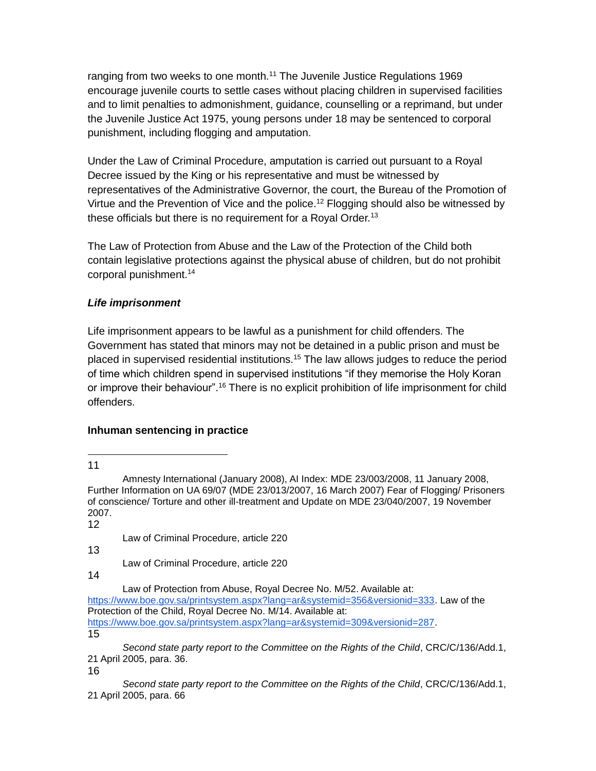ranging from two weeks to one month.[11] The Juvenile Justice Regulations 1969 encourage juvenile courts to settle cases without placing children in supervised facilities and to limit penalties to admonishment, guidance, counselling or a reprimand, but under the Juvenile Justice Act 1975, young persons under 18 may be sentenced to corporal punishment, including flogging and amputation.

Under the Law of Criminal Procedure, amputation is carried out pursuant to a Royal Decree issued by the King or his representative and must be witnessed by representatives of the Administrative Governor, the court, the Bureau of the Promotion of Virtue and the Prevention of Vice and the police.[12] Flogging should also be witnessed by these officials but there is no requirement for a Royal Order.[13]

The Law of Protection from Abuse and the Law of the Protection of the Child both contain legislative protections against the physical abuse of children, but do not prohibit corporal punishment.[14]

### *Life imprisonment*

Life imprisonment appears to be lawful as a punishment for child offenders. The Government has stated that minors may not be detained in a public prison and must be placed in supervised residential institutions.[15] The law allows judges to reduce the period of time which children spend in supervised institutions "if they memorise the Holy Koran or improve their behaviour".[16] There is no explicit prohibition of life imprisonment for child offenders.

## Inhuman sentencing in practice

---

11 Amnesty International (January 2008), AI Index: MDE 23/003/2008, 11 January 2008, Further Information on UA 69/07 (MDE 23/013/2007, 16 March 2007) Fear of Flogging/ Prisoners of conscience/ Torture and other ill-treatment and Update on MDE 23/040/2007, 19 November 2007.

12 Law of Criminal Procedure, article 220

13 Law of Criminal Procedure, article 220

14 Law of Protection from Abuse, Royal Decree No. M/52. Available at: https://www.boe.gov.sa/printsystem.aspx?lang=ar&systemid=356&versionid=333. Law of the Protection of the Child, Royal Decree No. M/14. Available at: https://www.boe.gov.sa/printsystem.aspx?lang=ar&systemid=309&versionid=287.

15 *Second state party report to the Committee on the Rights of the Child*, CRC/C/136/Add.1, 21 April 2005, para. 36.

16 *Second state party report to the Committee on the Rights of the Child*, CRC/C/136/Add.1, 21 April 2005, para. 66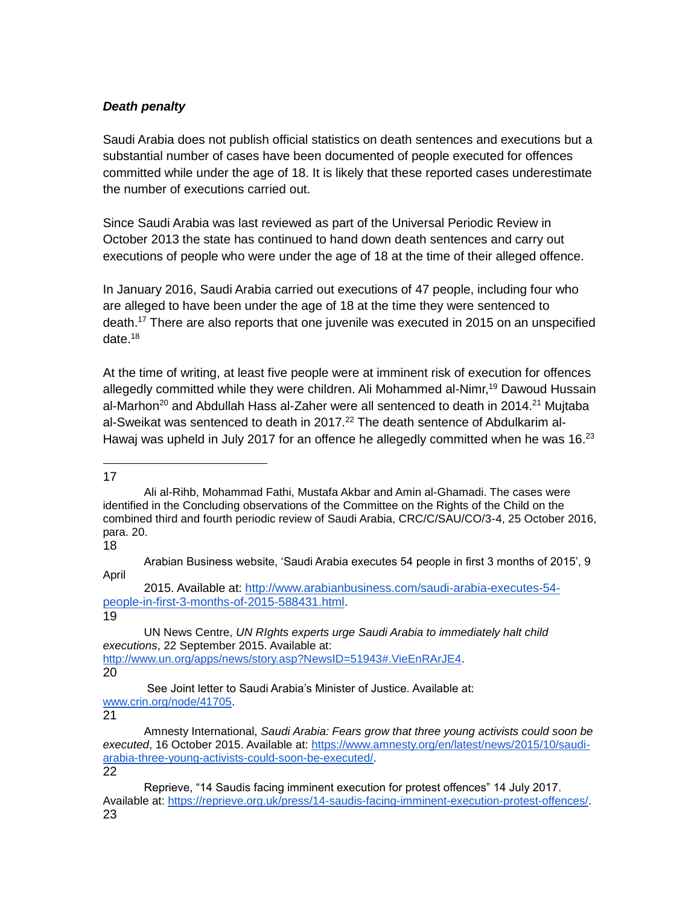***Death penalty***

Saudi Arabia does not publish official statistics on death sentences and executions but a substantial number of cases have been documented of people executed for offences committed while under the age of 18. It is likely that these reported cases underestimate the number of executions carried out.

Since Saudi Arabia was last reviewed as part of the Universal Periodic Review in October 2013 the state has continued to hand down death sentences and carry out executions of people who were under the age of 18 at the time of their alleged offence.

In January 2016, Saudi Arabia carried out executions of 47 people, including four who are alleged to have been under the age of 18 at the time they were sentenced to death.[17] There are also reports that one juvenile was executed in 2015 on an unspecified date.[18]

At the time of writing, at least five people were at imminent risk of execution for offences allegedly committed while they were children. Ali Mohammed al-Nimr,[19] Dawoud Hussain al-Marhon[20] and Abdullah Hass al-Zaher were all sentenced to death in 2014.[21] Mujtaba al-Sweikat was sentenced to death in 2017.[22] The death sentence of Abdulkarim al-Hawaj was upheld in July 2017 for an offence he allegedly committed when he was 16.[23]

---

17 Ali al-Rihb, Mohammad Fathi, Mustafa Akbar and Amin al-Ghamadi. The cases were identified in the Concluding observations of the Committee on the Rights of the Child on the combined third and fourth periodic review of Saudi Arabia, CRC/C/SAU/CO/3-4, 25 October 2016, para. 20.

18 Arabian Business website, 'Saudi Arabia executes 54 people in first 3 months of 2015', 9 April 2015. Available at: http://www.arabianbusiness.com/saudi-arabia-executes-54-people-in-first-3-months-of-2015-588431.html.

19 UN News Centre, *UN RIghts experts urge Saudi Arabia to immediately halt child executions*, 22 September 2015. Available at: http://www.un.org/apps/news/story.asp?NewsID=51943#.VieEnRArJE4.

20 See Joint letter to Saudi Arabia's Minister of Justice. Available at: www.crin.org/node/41705.

21 Amnesty International, *Saudi Arabia: Fears grow that three young activists could soon be executed*, 16 October 2015. Available at: https://www.amnesty.org/en/latest/news/2015/10/saudi-arabia-three-young-activists-could-soon-be-executed/.

22 Reprieve, "14 Saudis facing imminent execution for protest offences" 14 July 2017. Available at: https://reprieve.org.uk/press/14-saudis-facing-imminent-execution-protest-offences/.

23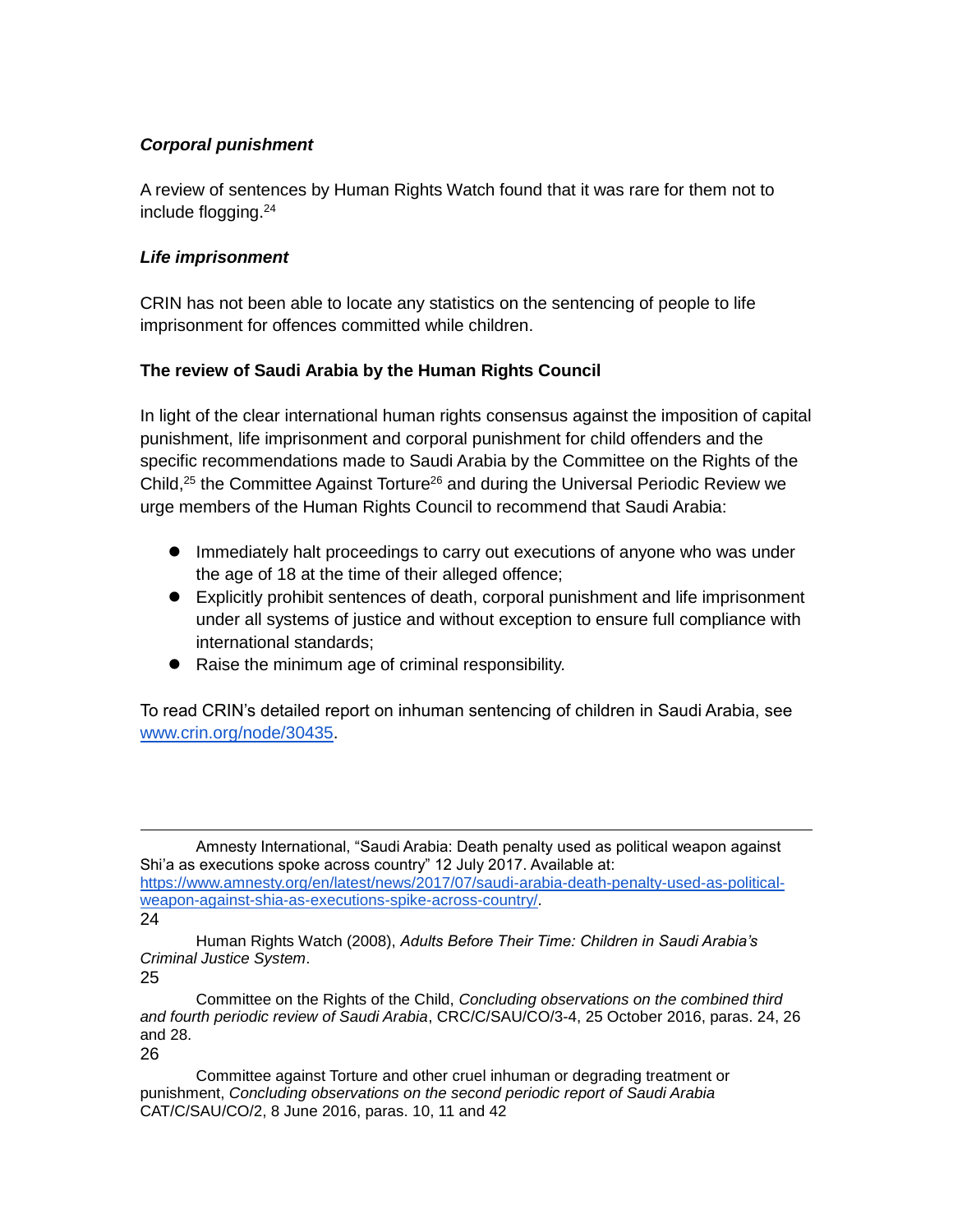***Corporal punishment***

A review of sentences by Human Rights Watch found that it was rare for them not to include flogging.[24]

***Life imprisonment***

CRIN has not been able to locate any statistics on the sentencing of people to life imprisonment for offences committed while children.

**The review of Saudi Arabia by the Human Rights Council**

In light of the clear international human rights consensus against the imposition of capital punishment, life imprisonment and corporal punishment for child offenders and the specific recommendations made to Saudi Arabia by the Committee on the Rights of the Child,[25] the Committee Against Torture[26] and during the Universal Periodic Review we urge members of the Human Rights Council to recommend that Saudi Arabia:

- Immediately halt proceedings to carry out executions of anyone who was under the age of 18 at the time of their alleged offence;
- Explicitly prohibit sentences of death, corporal punishment and life imprisonment under all systems of justice and without exception to ensure full compliance with international standards;
- Raise the minimum age of criminal responsibility.

To read CRIN's detailed report on inhuman sentencing of children in Saudi Arabia, see [www.crin.org/node/30435](www.crin.org/node/30435).

---

Amnesty International, "Saudi Arabia: Death penalty used as political weapon against Shi'a as executions spoke across country" 12 July 2017. Available at: [https://www.amnesty.org/en/latest/news/2017/07/saudi-arabia-death-penalty-used-as-political-weapon-against-shia-as-executions-spike-across-country/](https://www.amnesty.org/en/latest/news/2017/07/saudi-arabia-death-penalty-used-as-political-weapon-against-shia-as-executions-spike-across-country/).

24

Human Rights Watch (2008), *Adults Before Their Time: Children in Saudi Arabia's Criminal Justice System*.

25

Committee on the Rights of the Child, *Concluding observations on the combined third and fourth periodic review of Saudi Arabia*, CRC/C/SAU/CO/3-4, 25 October 2016, paras. 24, 26 and 28.

26

Committee against Torture and other cruel inhuman or degrading treatment or punishment, *Concluding observations on the second periodic report of Saudi Arabia* CAT/C/SAU/CO/2, 8 June 2016, paras. 10, 11 and 42